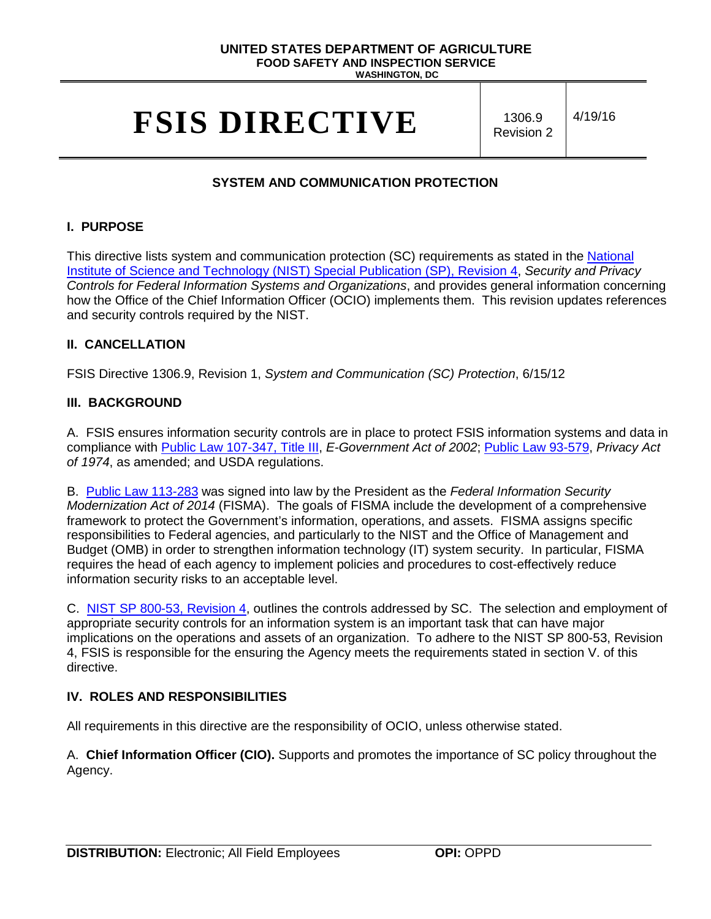UNITED STATES DEPARTMENT OF AGRICULTURE
FOOD SAFETY AND INSPECTION SERVICE
WASHINGTON, DC

# FSIS DIRECTIVE

1306.9 Revision 2 | 4/19/16

## SYSTEM AND COMMUNICATION PROTECTION

### I. PURPOSE

This directive lists system and communication protection (SC) requirements as stated in the National Institute of Science and Technology (NIST) Special Publication (SP), Revision 4, *Security and Privacy Controls for Federal Information Systems and Organizations*, and provides general information concerning how the Office of the Chief Information Officer (OCIO) implements them. This revision updates references and security controls required by the NIST.

### II. CANCELLATION

FSIS Directive 1306.9, Revision 1, *System and Communication (SC) Protection*, 6/15/12

### III. BACKGROUND

A. FSIS ensures information security controls are in place to protect FSIS information systems and data in compliance with Public Law 107-347, Title III, *E-Government Act of 2002*; Public Law 93-579, *Privacy Act of 1974*, as amended; and USDA regulations.

B. Public Law 113-283 was signed into law by the President as the *Federal Information Security Modernization Act of 2014* (FISMA). The goals of FISMA include the development of a comprehensive framework to protect the Government's information, operations, and assets. FISMA assigns specific responsibilities to Federal agencies, and particularly to the NIST and the Office of Management and Budget (OMB) in order to strengthen information technology (IT) system security. In particular, FISMA requires the head of each agency to implement policies and procedures to cost-effectively reduce information security risks to an acceptable level.

C. NIST SP 800-53, Revision 4, outlines the controls addressed by SC. The selection and employment of appropriate security controls for an information system is an important task that can have major implications on the operations and assets of an organization. To adhere to the NIST SP 800-53, Revision 4, FSIS is responsible for the ensuring the Agency meets the requirements stated in section V. of this directive.

### IV. ROLES AND RESPONSIBILITIES

All requirements in this directive are the responsibility of OCIO, unless otherwise stated.

A. **Chief Information Officer (CIO).** Supports and promotes the importance of SC policy throughout the Agency.

**DISTRIBUTION:** Electronic; All Field Employees **OPI:** OPPD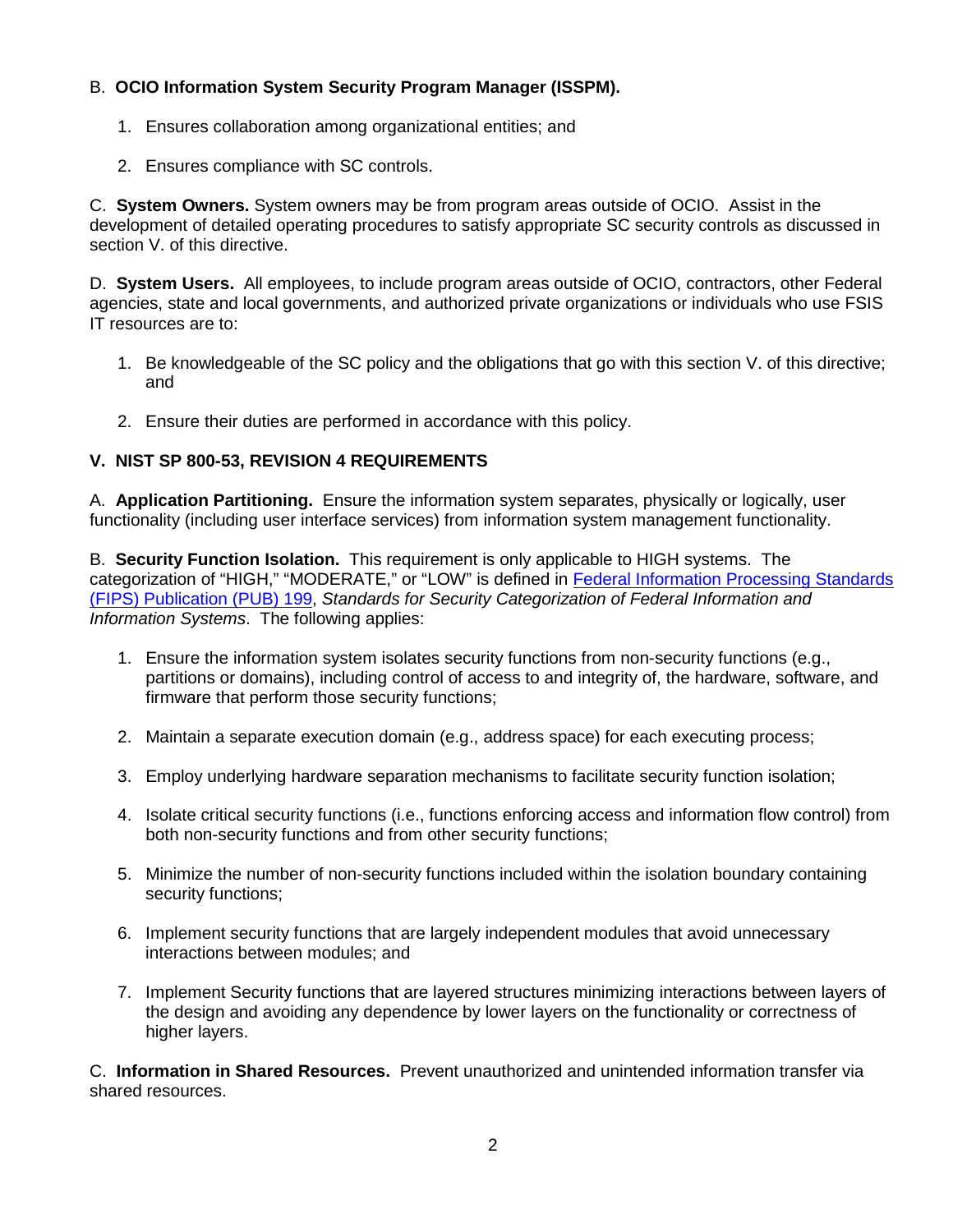B. **OCIO Information System Security Program Manager (ISSPM).**

1. Ensures collaboration among organizational entities; and
2. Ensures compliance with SC controls.

C. **System Owners.** System owners may be from program areas outside of OCIO. Assist in the development of detailed operating procedures to satisfy appropriate SC security controls as discussed in section V. of this directive.

D. **System Users.** All employees, to include program areas outside of OCIO, contractors, other Federal agencies, state and local governments, and authorized private organizations or individuals who use FSIS IT resources are to:

1. Be knowledgeable of the SC policy and the obligations that go with this section V. of this directive; and
2. Ensure their duties are performed in accordance with this policy.

## V. NIST SP 800-53, REVISION 4 REQUIREMENTS

A. **Application Partitioning.** Ensure the information system separates, physically or logically, user functionality (including user interface services) from information system management functionality.

B. **Security Function Isolation.** This requirement is only applicable to HIGH systems. The categorization of "HIGH," "MODERATE," or "LOW" is defined in Federal Information Processing Standards (FIPS) Publication (PUB) 199, *Standards for Security Categorization of Federal Information and Information Systems*. The following applies:

1. Ensure the information system isolates security functions from non-security functions (e.g., partitions or domains), including control of access to and integrity of, the hardware, software, and firmware that perform those security functions;
2. Maintain a separate execution domain (e.g., address space) for each executing process;
3. Employ underlying hardware separation mechanisms to facilitate security function isolation;
4. Isolate critical security functions (i.e., functions enforcing access and information flow control) from both non-security functions and from other security functions;
5. Minimize the number of non-security functions included within the isolation boundary containing security functions;
6. Implement security functions that are largely independent modules that avoid unnecessary interactions between modules; and
7. Implement Security functions that are layered structures minimizing interactions between layers of the design and avoiding any dependence by lower layers on the functionality or correctness of higher layers.

C. **Information in Shared Resources.** Prevent unauthorized and unintended information transfer via shared resources.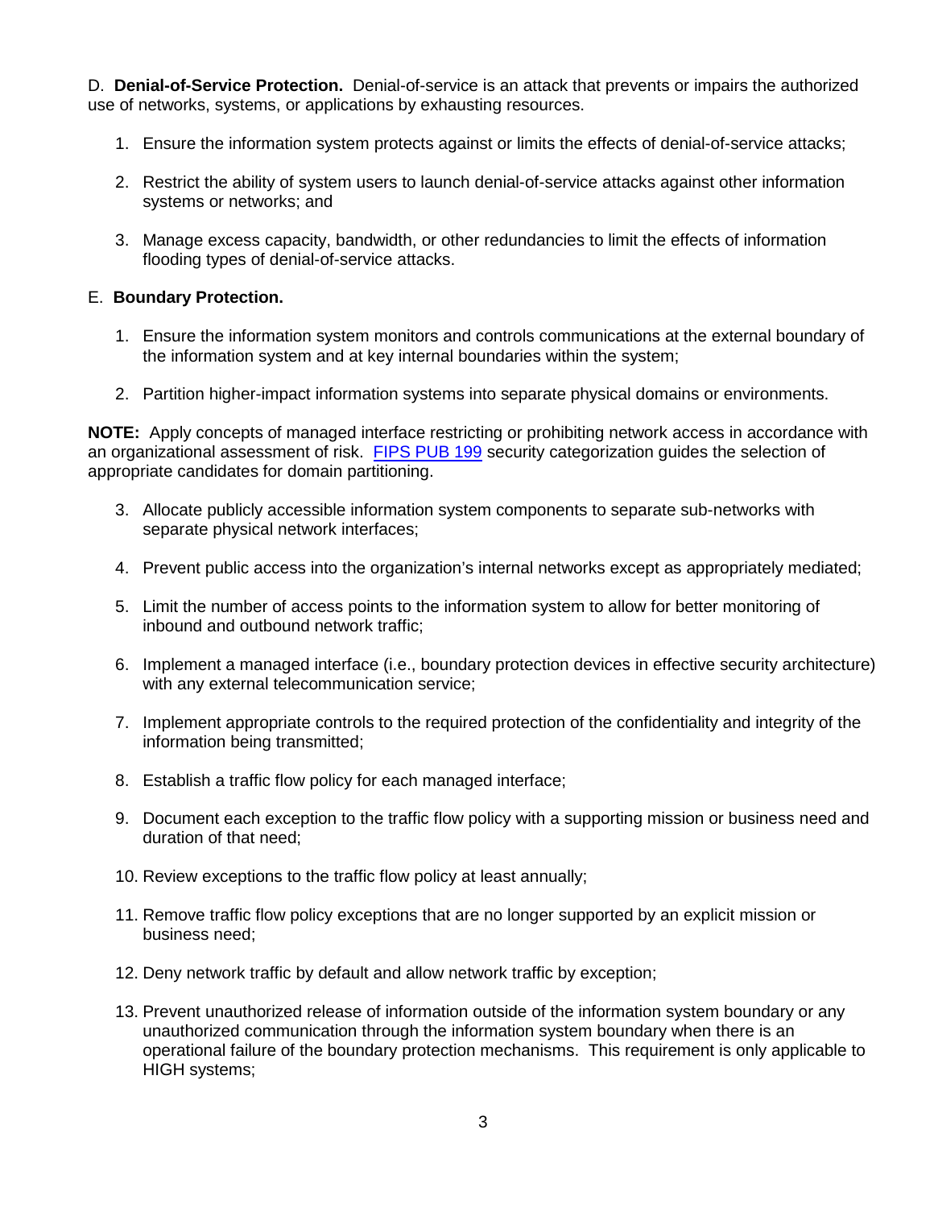D. **Denial-of-Service Protection.** Denial-of-service is an attack that prevents or impairs the authorized use of networks, systems, or applications by exhausting resources.

1. Ensure the information system protects against or limits the effects of denial-of-service attacks;

2. Restrict the ability of system users to launch denial-of-service attacks against other information systems or networks; and

3. Manage excess capacity, bandwidth, or other redundancies to limit the effects of information flooding types of denial-of-service attacks.

E. **Boundary Protection.**

1. Ensure the information system monitors and controls communications at the external boundary of the information system and at key internal boundaries within the system;

2. Partition higher-impact information systems into separate physical domains or environments.

**NOTE:** Apply concepts of managed interface restricting or prohibiting network access in accordance with an organizational assessment of risk. FIPS PUB 199 security categorization guides the selection of appropriate candidates for domain partitioning.

3. Allocate publicly accessible information system components to separate sub-networks with separate physical network interfaces;

4. Prevent public access into the organization's internal networks except as appropriately mediated;

5. Limit the number of access points to the information system to allow for better monitoring of inbound and outbound network traffic;

6. Implement a managed interface (i.e., boundary protection devices in effective security architecture) with any external telecommunication service;

7. Implement appropriate controls to the required protection of the confidentiality and integrity of the information being transmitted;

8. Establish a traffic flow policy for each managed interface;

9. Document each exception to the traffic flow policy with a supporting mission or business need and duration of that need;

10. Review exceptions to the traffic flow policy at least annually;

11. Remove traffic flow policy exceptions that are no longer supported by an explicit mission or business need;

12. Deny network traffic by default and allow network traffic by exception;

13. Prevent unauthorized release of information outside of the information system boundary or any unauthorized communication through the information system boundary when there is an operational failure of the boundary protection mechanisms. This requirement is only applicable to HIGH systems;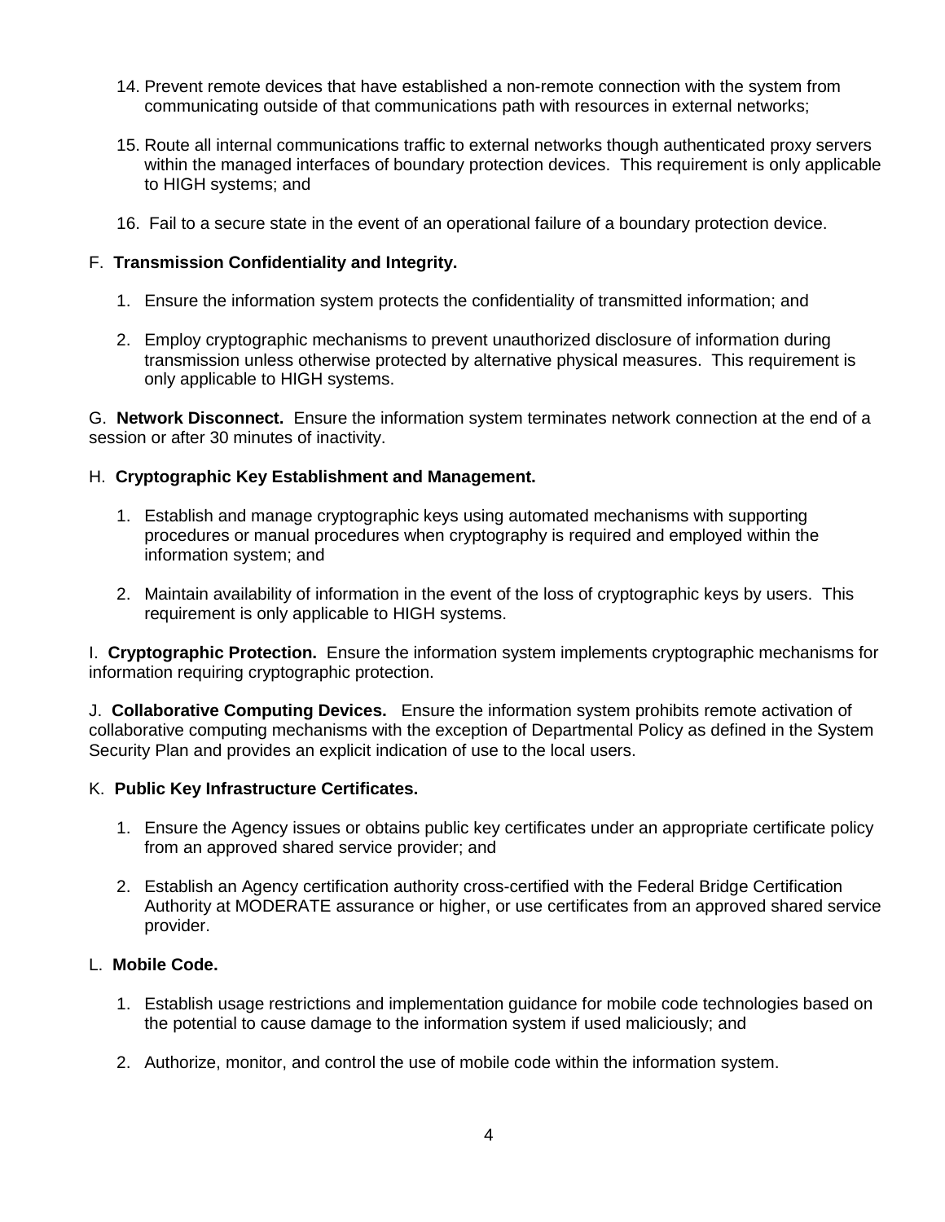14. Prevent remote devices that have established a non-remote connection with the system from communicating outside of that communications path with resources in external networks;

15. Route all internal communications traffic to external networks though authenticated proxy servers within the managed interfaces of boundary protection devices. This requirement is only applicable to HIGH systems; and

16. Fail to a secure state in the event of an operational failure of a boundary protection device.

F. **Transmission Confidentiality and Integrity.**

1. Ensure the information system protects the confidentiality of transmitted information; and

2. Employ cryptographic mechanisms to prevent unauthorized disclosure of information during transmission unless otherwise protected by alternative physical measures. This requirement is only applicable to HIGH systems.

G. **Network Disconnect.** Ensure the information system terminates network connection at the end of a session or after 30 minutes of inactivity.

H. **Cryptographic Key Establishment and Management.**

1. Establish and manage cryptographic keys using automated mechanisms with supporting procedures or manual procedures when cryptography is required and employed within the information system; and

2. Maintain availability of information in the event of the loss of cryptographic keys by users. This requirement is only applicable to HIGH systems.

I. **Cryptographic Protection.** Ensure the information system implements cryptographic mechanisms for information requiring cryptographic protection.

J. **Collaborative Computing Devices.** Ensure the information system prohibits remote activation of collaborative computing mechanisms with the exception of Departmental Policy as defined in the System Security Plan and provides an explicit indication of use to the local users.

K. **Public Key Infrastructure Certificates.**

1. Ensure the Agency issues or obtains public key certificates under an appropriate certificate policy from an approved shared service provider; and

2. Establish an Agency certification authority cross-certified with the Federal Bridge Certification Authority at MODERATE assurance or higher, or use certificates from an approved shared service provider.

L. **Mobile Code.**

1. Establish usage restrictions and implementation guidance for mobile code technologies based on the potential to cause damage to the information system if used maliciously; and

2. Authorize, monitor, and control the use of mobile code within the information system.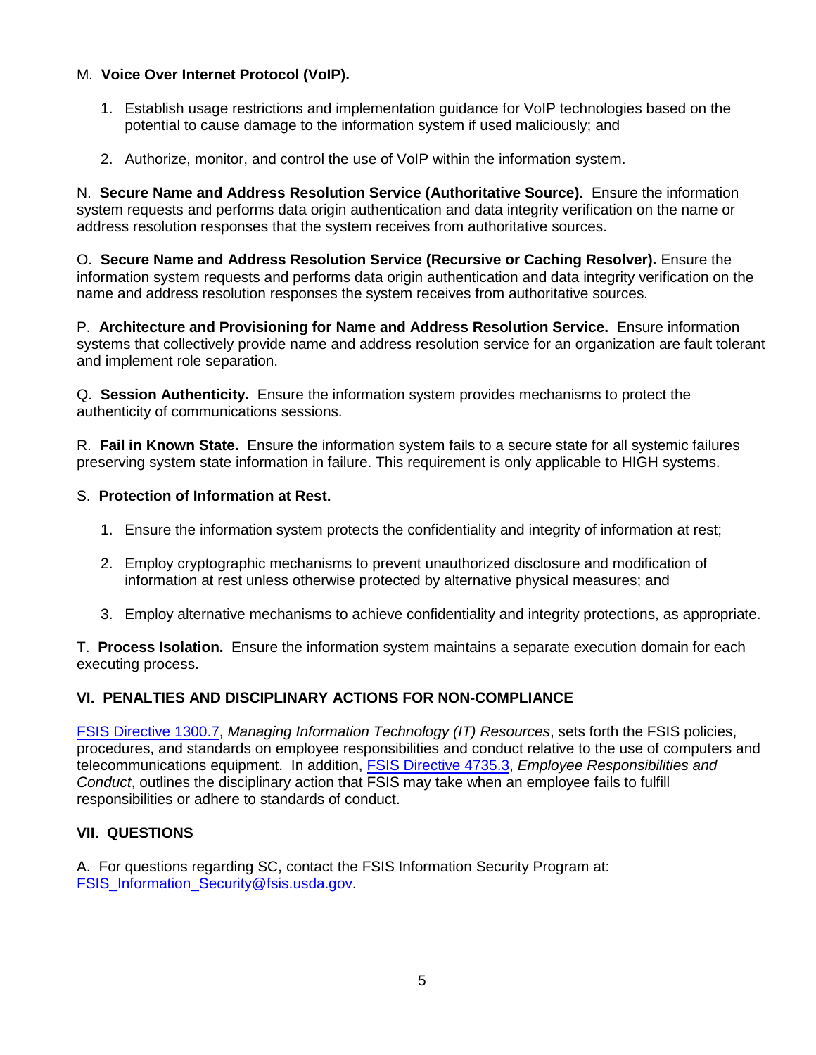M. **Voice Over Internet Protocol (VoIP).**

1. Establish usage restrictions and implementation guidance for VoIP technologies based on the potential to cause damage to the information system if used maliciously; and

2. Authorize, monitor, and control the use of VoIP within the information system.

N. **Secure Name and Address Resolution Service (Authoritative Source).** Ensure the information system requests and performs data origin authentication and data integrity verification on the name or address resolution responses that the system receives from authoritative sources.

O. **Secure Name and Address Resolution Service (Recursive or Caching Resolver).** Ensure the information system requests and performs data origin authentication and data integrity verification on the name and address resolution responses the system receives from authoritative sources.

P. **Architecture and Provisioning for Name and Address Resolution Service.** Ensure information systems that collectively provide name and address resolution service for an organization are fault tolerant and implement role separation.

Q. **Session Authenticity.** Ensure the information system provides mechanisms to protect the authenticity of communications sessions.

R. **Fail in Known State.** Ensure the information system fails to a secure state for all systemic failures preserving system state information in failure. This requirement is only applicable to HIGH systems.

S. **Protection of Information at Rest.**

1. Ensure the information system protects the confidentiality and integrity of information at rest;

2. Employ cryptographic mechanisms to prevent unauthorized disclosure and modification of information at rest unless otherwise protected by alternative physical measures; and

3. Employ alternative mechanisms to achieve confidentiality and integrity protections, as appropriate.

T. **Process Isolation.** Ensure the information system maintains a separate execution domain for each executing process.

## VI. PENALTIES AND DISCIPLINARY ACTIONS FOR NON-COMPLIANCE

FSIS Directive 1300.7, *Managing Information Technology (IT) Resources*, sets forth the FSIS policies, procedures, and standards on employee responsibilities and conduct relative to the use of computers and telecommunications equipment. In addition, FSIS Directive 4735.3, *Employee Responsibilities and Conduct*, outlines the disciplinary action that FSIS may take when an employee fails to fulfill responsibilities or adhere to standards of conduct.

## VII. QUESTIONS

A. For questions regarding SC, contact the FSIS Information Security Program at: FSIS_Information_Security@fsis.usda.gov.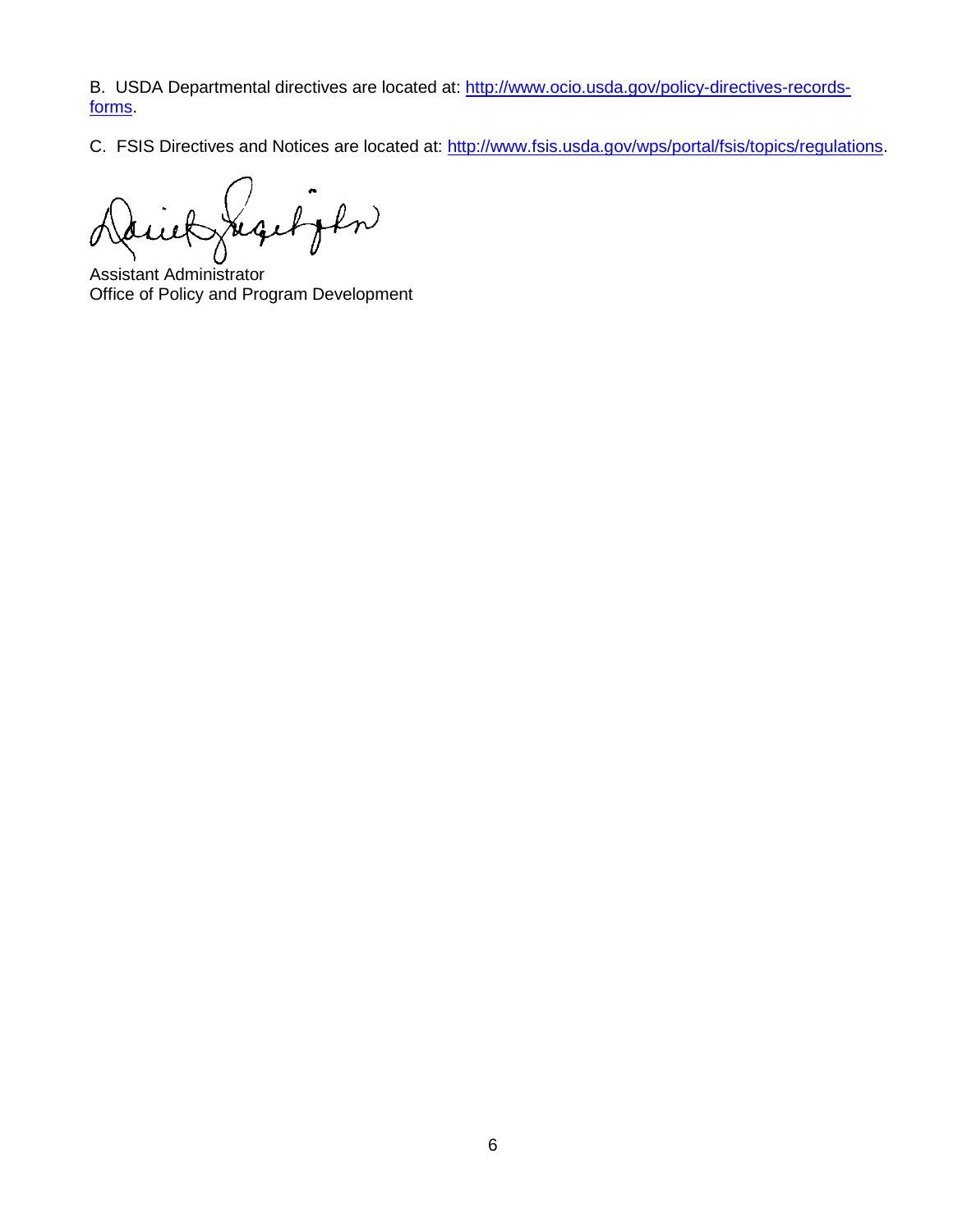B. USDA Departmental directives are located at: [http://www.ocio.usda.gov/policy-directives-records-forms](http://www.ocio.usda.gov/policy-directives-records-forms).

C. FSIS Directives and Notices are located at: [http://www.fsis.usda.gov/wps/portal/fsis/topics/regulations](http://www.fsis.usda.gov/wps/portal/fsis/topics/regulations).

Assistant Administrator
Office of Policy and Program Development